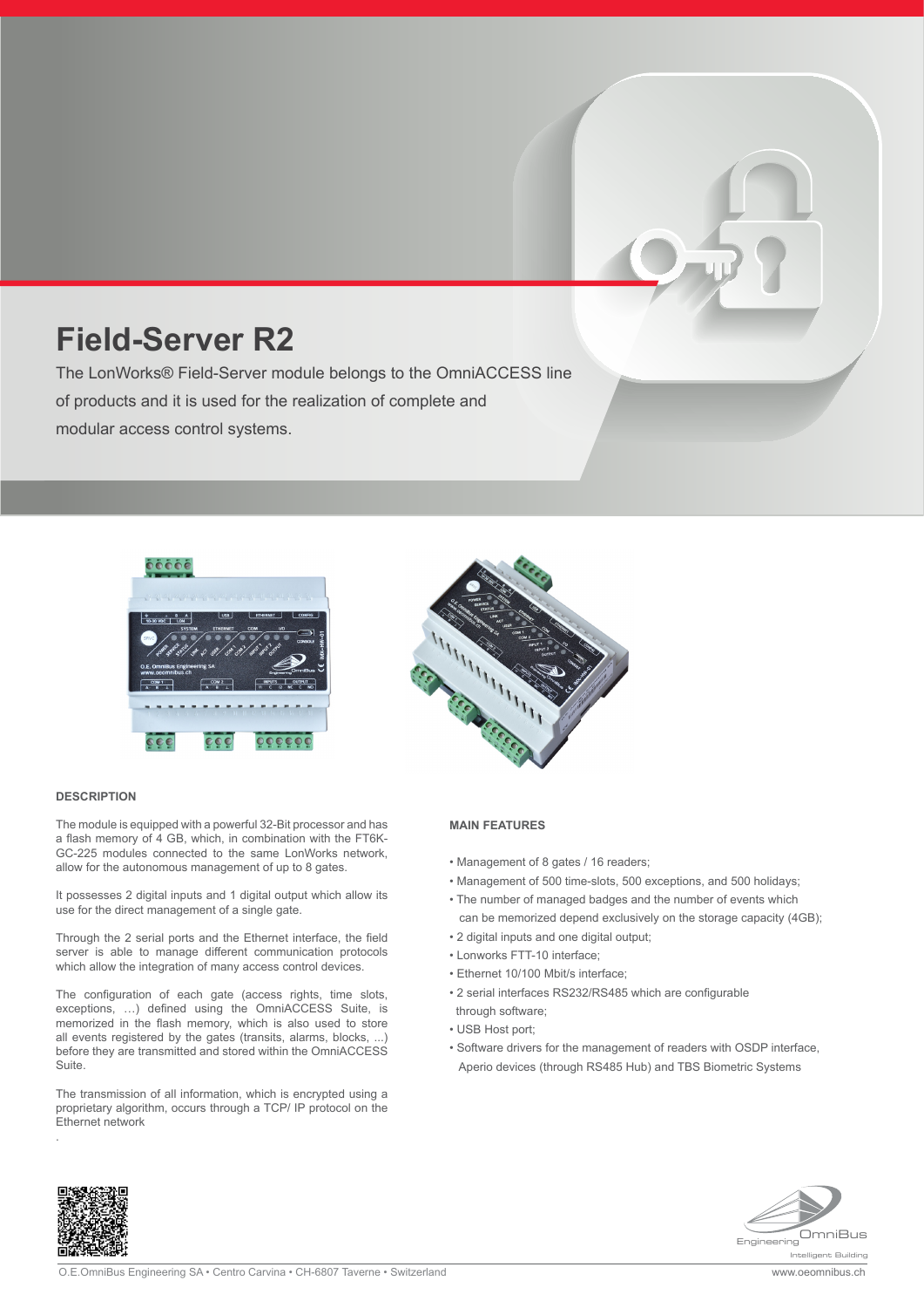# Field-Server R2

The LonWorks® Field-Server module belongs to the OmniACCESS line of products and it is used for the realization of complete and modular access control systems.

### DESCRIPTION

The module is equipped with a powerful 32-Bit processor and has a flash memory of 4 GB, which, in combination with the FT6K-GC-225 modules connected to the same LonWorks network, allow for the autonomous management of up to 8 gates.

It possesses 2 digital inputs and 1 digital output which allow its use for the direct management of a single gate.

Through the 2 serial ports and the Ethernet interface, the field server is able to manage different communication protocols which allow the integration of many access control devices.

The configuration of each gate (access rights, time slots, exceptions, …) defined using the OmniACCESS Suite, is memorized in the flash memory, which is also used to store all events registered by the gates (transits, alarms, blocks, ...) before they are transmitted and stored within the OmniACCESS Suite.

The transmission of all information, which is encrypted using a proprietary algorithm, occurs through a TCP/ IP protocol on the Ethernet network

.

### MAIN FEATURES

- Management of 8 gates / 16 readers;
- Management of 500 time-slots, 500 exceptions, and 500 holidays;
- The number of managed badges and the number of events which can be memorized depend exclusively on the storage capacity (4GB);
- 2 digital inputs and one digital output;
- Lonworks FTT-10 interface;
- Ethernet 10/100 Mbit/s interface;
- 2 serial interfaces RS232/RS485 which are configurable through software;
- USB Host port;
- Software drivers for the management of readers with OSDP interface, Aperio devices (through RS485 Hub) and TBS Biometric Systems

O.E.OmniBus Engineering SA • Centro Carvina • CH-6807 Taverne • Switzerland

www.oeomnibus.ch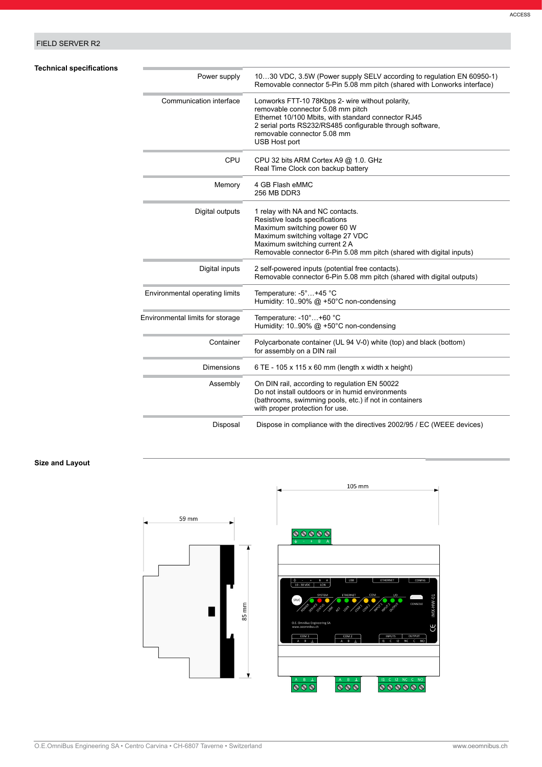## FIELD SERVER R2

### Technical specifications

| | |
|---|---|
| Power supply | 10…30 VDC, 3.5W (Power supply SELV according to regulation EN 60950-1)<br>Removable connector 5-Pin 5.08 mm pitch (shared with Lonworks interface) |
| Communication interface | Lonworks FTT-10 78Kbps 2- wire without polarity,<br>removable connector 5.08 mm pitch<br>Ethernet 10/100 Mbits, with standard connector RJ45<br>2 serial ports RS232/RS485 configurable through software,<br>removable connector 5.08 mm<br>USB Host port |
| CPU | CPU 32 bits ARM Cortex A9 @ 1.0. GHz<br>Real Time Clock con backup battery |
| Memory | 4 GB Flash eMMC<br>256 MB DDR3 |
| Digital outputs | 1 relay with NA and NC contacts.<br>Resistive loads specifications<br>Maximum switching power 60 W<br>Maximum switching voltage 27 VDC<br>Maximum switching current 2 A<br>Removable connector 6-Pin 5.08 mm pitch (shared with digital inputs) |
| Digital inputs | 2 self-powered inputs (potential free contacts).<br>Removable connector 6-Pin 5.08 mm pitch (shared with digital outputs) |
| Environmental operating limits | Temperature: -5°…+45 °C<br>Humidity: 10..90% @ +50°C non-condensing |
| Environmental limits for storage | Temperature: -10°…+60 °C<br>Humidity: 10..90% @ +50°C non-condensing |
| Container | Polycarbonate container (UL 94 V-0) white (top) and black (bottom)<br>for assembly on a DIN rail |
| Dimensions | 6 TE - 105 x 115 x 60 mm (length x width x height) |
| Assembly | On DIN rail, according to regulation EN 50022<br>Do not install outdoors or in humid environments<br>(bathrooms, swimming pools, etc.) if not in containers<br>with proper protection for use. |
| Disposal | Dispose in compliance with the directives 2002/95 / EC (WEEE devices) |

### Size and Layout

59 mm

85 mm

105 mm

O.E.OmniBus Engineering SA • Centro Carvina • CH-6807 Taverne • Switzerland www.oeomnibus.ch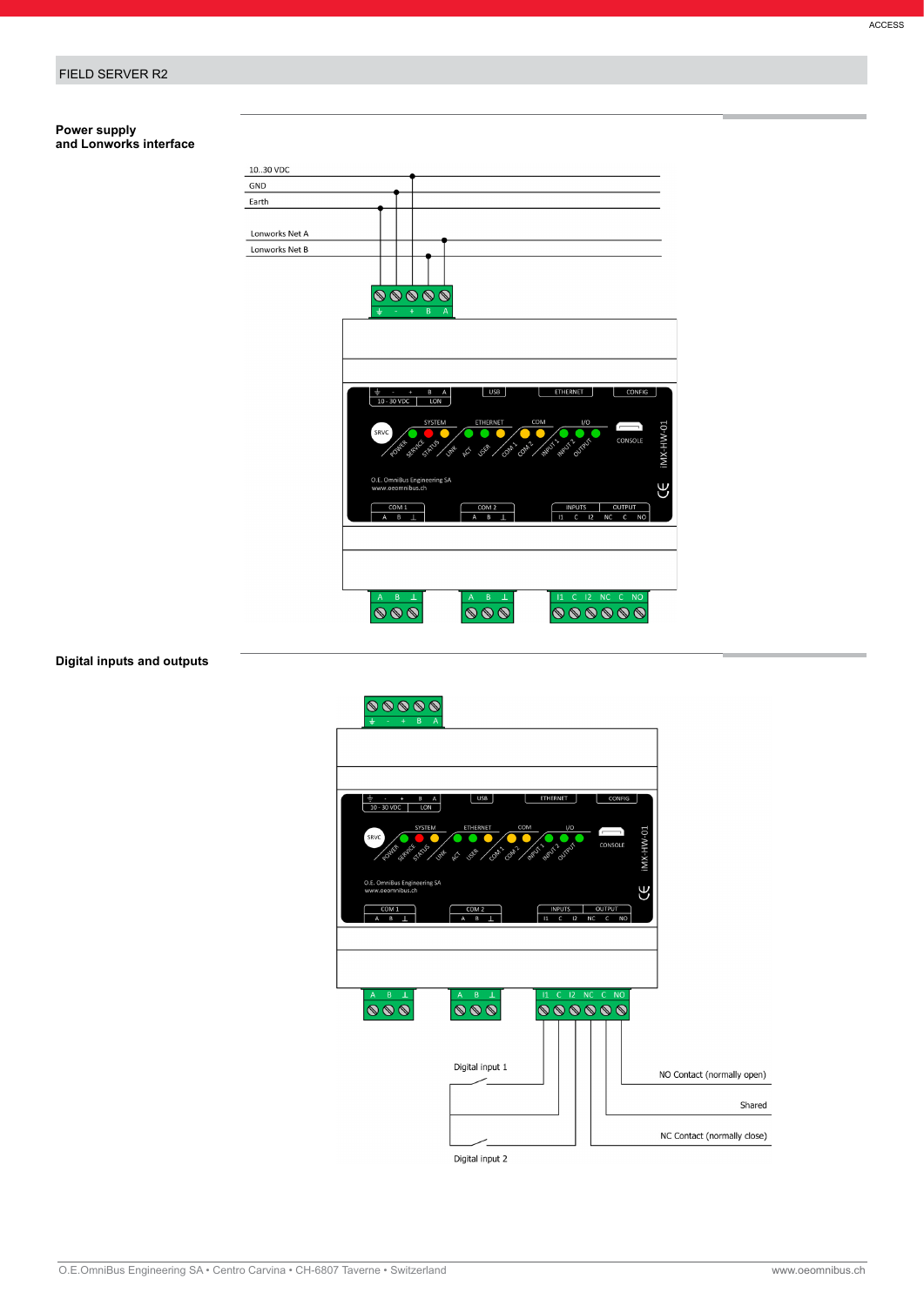FIELD SERVER R2

## Power supply and Lonworks interface

10..30 VDC

GND

Earth

Lonworks Net A

Lonworks Net B

## Digital inputs and outputs

Digital input 1

Digital input 2

NO Contact (normally open)

Shared

NC Contact (normally close)